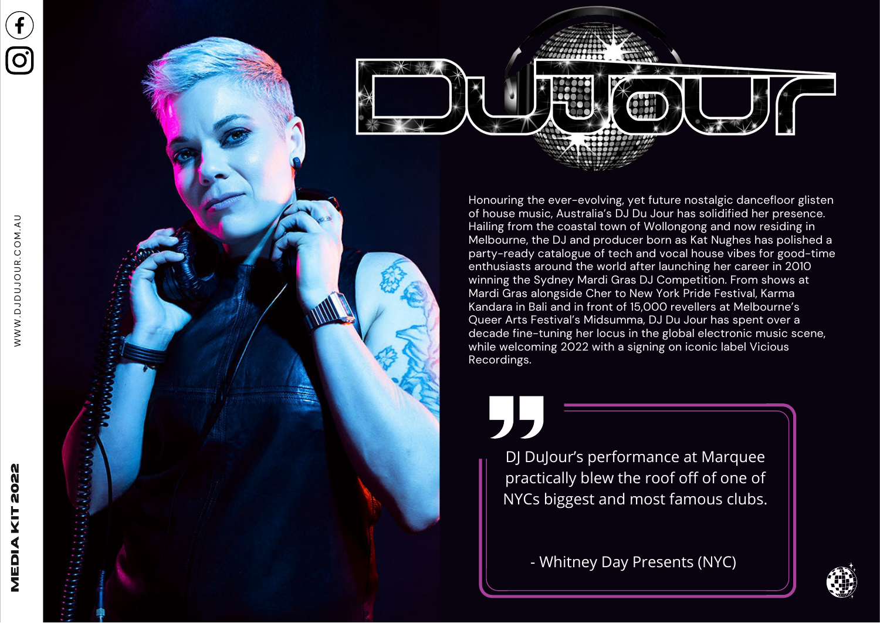# DuJour

Honouring the ever-evolving, yet future nostalgic dancefloor glisten of house music, Australia's DJ Du Jour has solidified her presence. Hailing from the coastal town of Wollongong and now residing in Melbourne, the DJ and producer born as Kat Nughes has polished a party-ready catalogue of tech and vocal house vibes for good-time enthusiasts around the world after launching her career in 2010 winning the Sydney Mardi Gras DJ Competition. From shows at Mardi Gras alongside Cher to New York Pride Festival, Karma Kandara in Bali and in front of 15,000 revellers at Melbourne's Queer Arts Festival's Midsumma, DJ Du Jour has spent over a decade fine-tuning her locus in the global electronic music scene, while welcoming 2022 with a signing on iconic label Vicious Recordings.

> DJ DuJour's performance at Marquee practically blew the roof off of one of NYCs biggest and most famous clubs.
>
> \- Whitney Day Presents (NYC)

WWW.DJDUJOUR.COM.AU

MEDIA KIT 2022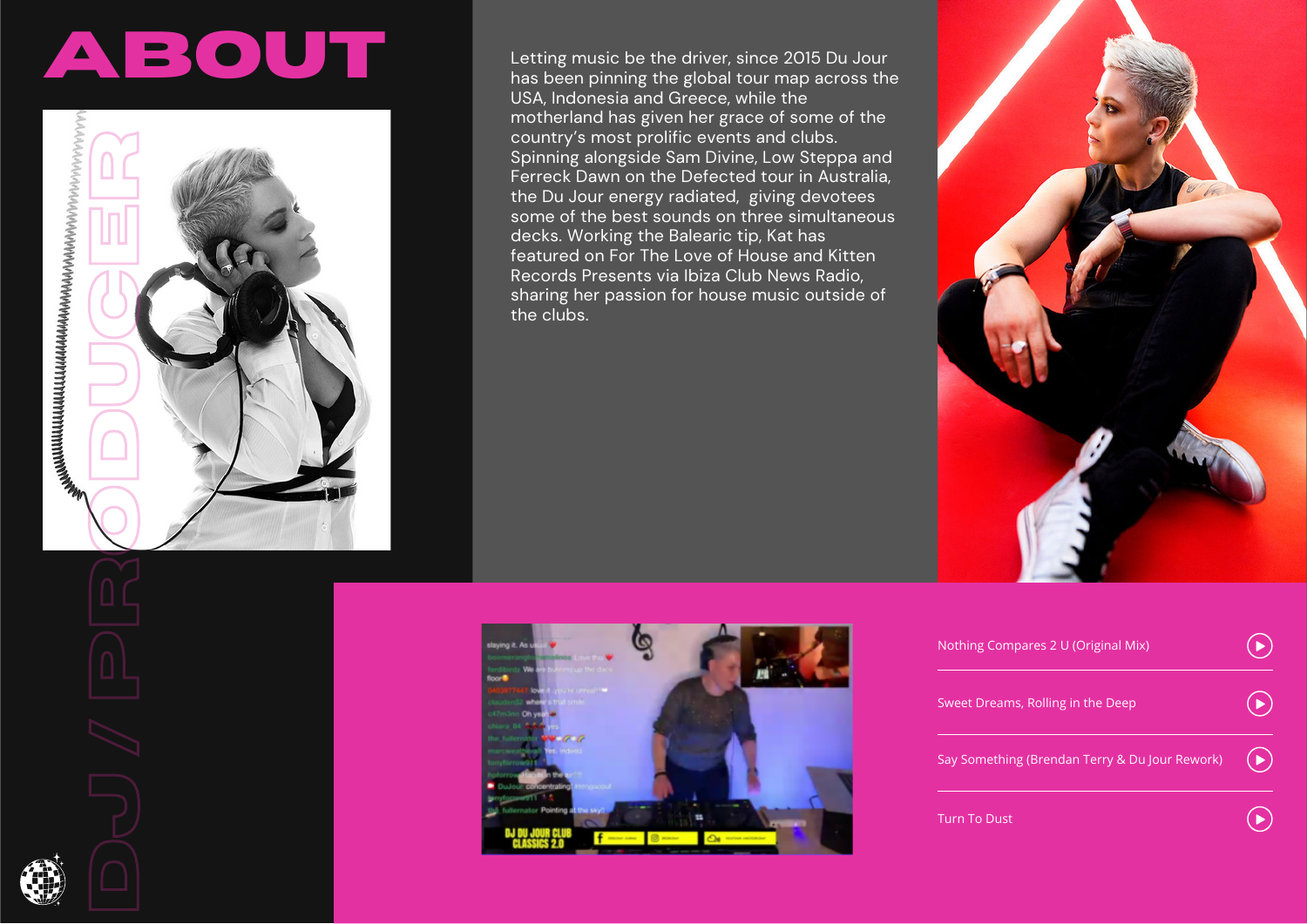# ABOUT

DJ / PRODUCER

Letting music be the driver, since 2015 Du Jour has been pinning the global tour map across the USA, Indonesia and Greece, while the motherland has given her grace of some of the country's most prolific events and clubs. Spinning alongside Sam Divine, Low Steppa and Ferreck Dawn on the Defected tour in Australia, the Du Jour energy radiated, giving devotees some of the best sounds on three simultaneous decks. Working the Balearic tip, Kat has featured on For The Love of House and Kitten Records Presents via Ibiza Club News Radio, sharing her passion for house music outside of the clubs.

- Nothing Compares 2 U (Original Mix)
- Sweet Dreams, Rolling in the Deep
- Say Something (Brendan Terry & Du Jour Rework)
- Turn To Dust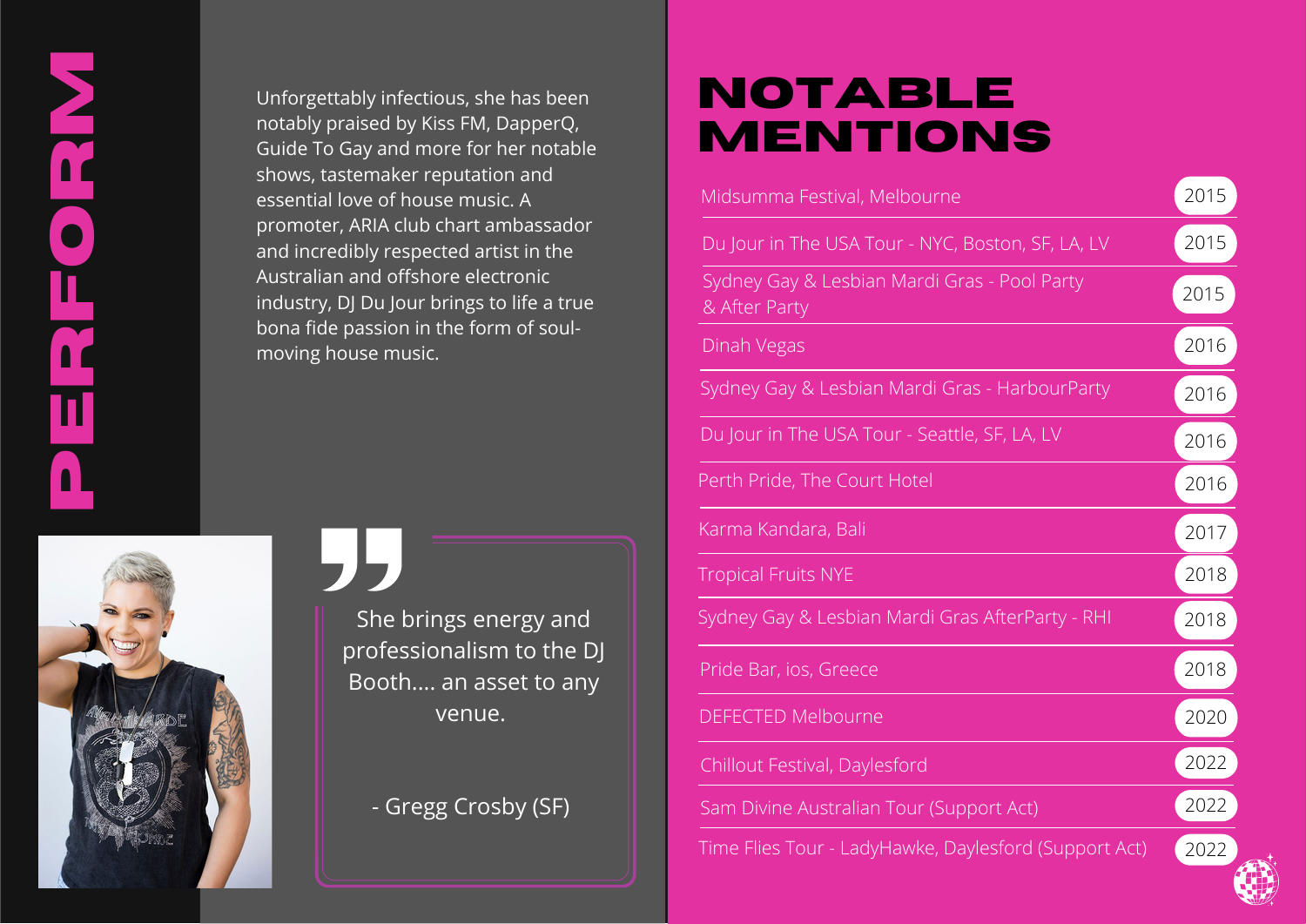# PERFORM

Unforgettably infectious, she has been notably praised by Kiss FM, DapperQ, Guide To Gay and more for her notable shows, tastemaker reputation and essential love of house music. A promoter, ARIA club chart ambassador and incredibly respected artist in the Australian and offshore electronic industry, DJ Du Jour brings to life a true bona fide passion in the form of soul-moving house music.

> She brings energy and professionalism to the DJ Booth.... an asset to any venue.
>
> - Gregg Crosby (SF)

# NOTABLE MENTIONS

| | |
|---|---|
| Midsumma Festival, Melbourne | 2015 |
| Du Jour in The USA Tour - NYC, Boston, SF, LA, LV | 2015 |
| Sydney Gay & Lesbian Mardi Gras - Pool Party & After Party | 2015 |
| Dinah Vegas | 2016 |
| Sydney Gay & Lesbian Mardi Gras - HarbourParty | 2016 |
| Du Jour in The USA Tour - Seattle, SF, LA, LV | 2016 |
| Perth Pride, The Court Hotel | 2016 |
| Karma Kandara, Bali | 2017 |
| Tropical Fruits NYE | 2018 |
| Sydney Gay & Lesbian Mardi Gras AfterParty - RHI | 2018 |
| Pride Bar, ios, Greece | 2018 |
| DEFECTED Melbourne | 2020 |
| Chillout Festival, Daylesford | 2022 |
| Sam Divine Australian Tour (Support Act) | 2022 |
| Time Flies Tour - LadyHawke, Daylesford (Support Act) | 2022 |